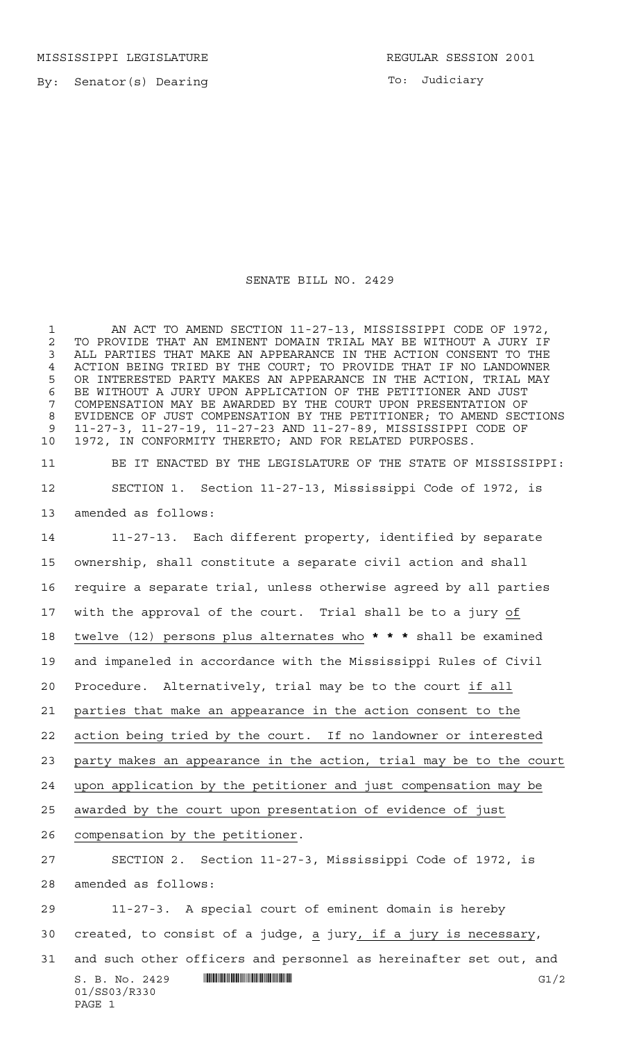MISSISSIPPI LEGISLATURE REGULAR SESSION 2001

By: Senator(s) Dearing

To: Judiciary

# SENATE BILL NO. 2429

AN ACT TO AMEND SECTION 11-27-13, MISSISSIPPI CODE OF 1972, TO PROVIDE THAT AN EMINENT DOMAIN TRIAL MAY BE WITHOUT A JURY IF ALL PARTIES THAT MAKE AN APPEARANCE IN THE ACTION CONSENT TO THE ACTION BEING TRIED BY THE COURT; TO PROVIDE THAT IF NO LANDOWNER OR INTERESTED PARTY MAKES AN APPEARANCE IN THE ACTION, TRIAL MAY BE WITHOUT A JURY UPON APPLICATION OF THE PETITIONER AND JUST COMPENSATION MAY BE AWARDED BY THE COURT UPON PRESENTATION OF EVIDENCE OF JUST COMPENSATION BY THE PETITIONER; TO AMEND SECTIONS 11-27-3, 11-27-19, 11-27-23 AND 11-27-89, MISSISSIPPI CODE OF 1972, IN CONFORMITY THERETO; AND FOR RELATED PURPOSES.

BE IT ENACTED BY THE LEGISLATURE OF THE STATE OF MISSISSIPPI:

SECTION 1. Section 11-27-13, Mississippi Code of 1972, is amended as follows:

11-27-13. Each different property, identified by separate ownership, shall constitute a separate civil action and shall require a separate trial, unless otherwise agreed by all parties with the approval of the court. Trial shall be to a jury <u>of twelve (12) persons plus alternates who</u> **\* \* \*** shall be examined and impaneled in accordance with the Mississippi Rules of Civil Procedure. Alternatively, trial may be to the court <u>if all parties that make an appearance in the action consent to the action being tried by the court. If no landowner or interested party makes an appearance in the action, trial may be to the court upon application by the petitioner and just compensation may be awarded by the court upon presentation of evidence of just compensation by the petitioner</u>.

SECTION 2. Section 11-27-3, Mississippi Code of 1972, is amended as follows:

11-27-3. A special court of eminent domain is hereby created, to consist of a judge, <u>a</u> jury<u>, if a jury is necessary</u>, and such other officers and personnel as hereinafter set out, and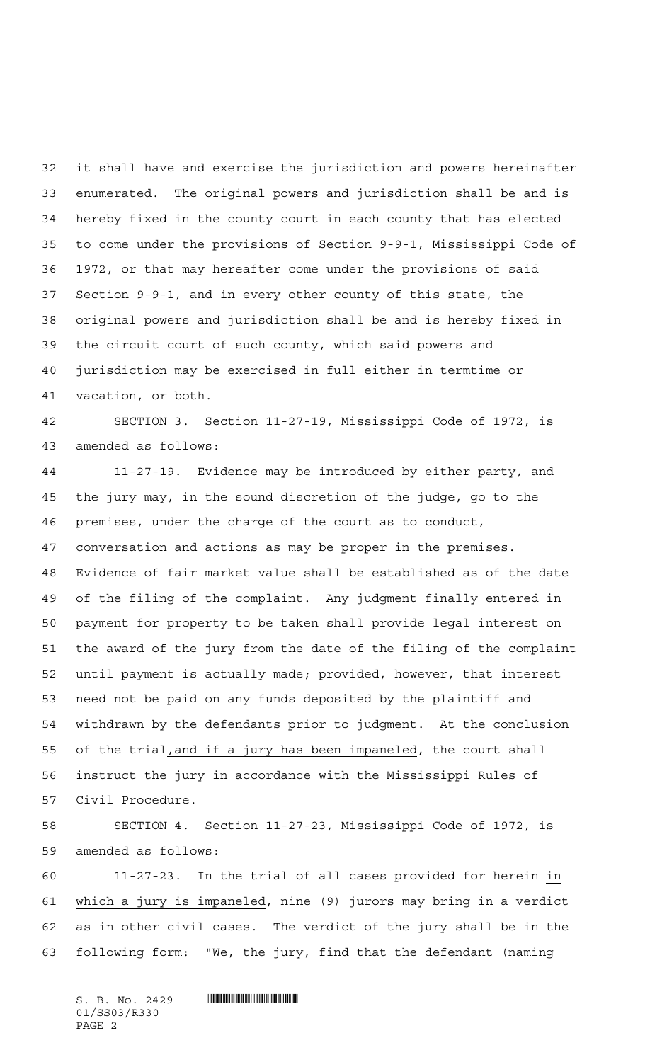it shall have and exercise the jurisdiction and powers hereinafter enumerated. The original powers and jurisdiction shall be and is hereby fixed in the county court in each county that has elected to come under the provisions of Section 9-9-1, Mississippi Code of 1972, or that may hereafter come under the provisions of said Section 9-9-1, and in every other county of this state, the original powers and jurisdiction shall be and is hereby fixed in the circuit court of such county, which said powers and jurisdiction may be exercised in full either in termtime or vacation, or both.

SECTION 3. Section 11-27-19, Mississippi Code of 1972, is amended as follows:

11-27-19. Evidence may be introduced by either party, and the jury may, in the sound discretion of the judge, go to the premises, under the charge of the court as to conduct, conversation and actions as may be proper in the premises. Evidence of fair market value shall be established as of the date of the filing of the complaint. Any judgment finally entered in payment for property to be taken shall provide legal interest on the award of the jury from the date of the filing of the complaint until payment is actually made; provided, however, that interest need not be paid on any funds deposited by the plaintiff and withdrawn by the defendants prior to judgment. At the conclusion of the trial, and if a jury has been impaneled, the court shall instruct the jury in accordance with the Mississippi Rules of Civil Procedure.

SECTION 4. Section 11-27-23, Mississippi Code of 1972, is amended as follows:

11-27-23. In the trial of all cases provided for herein in which a jury is impaneled, nine (9) jurors may bring in a verdict as in other civil cases. The verdict of the jury shall be in the following form: "We, the jury, find that the defendant (naming

S. B. No. 2429
01/SS03/R330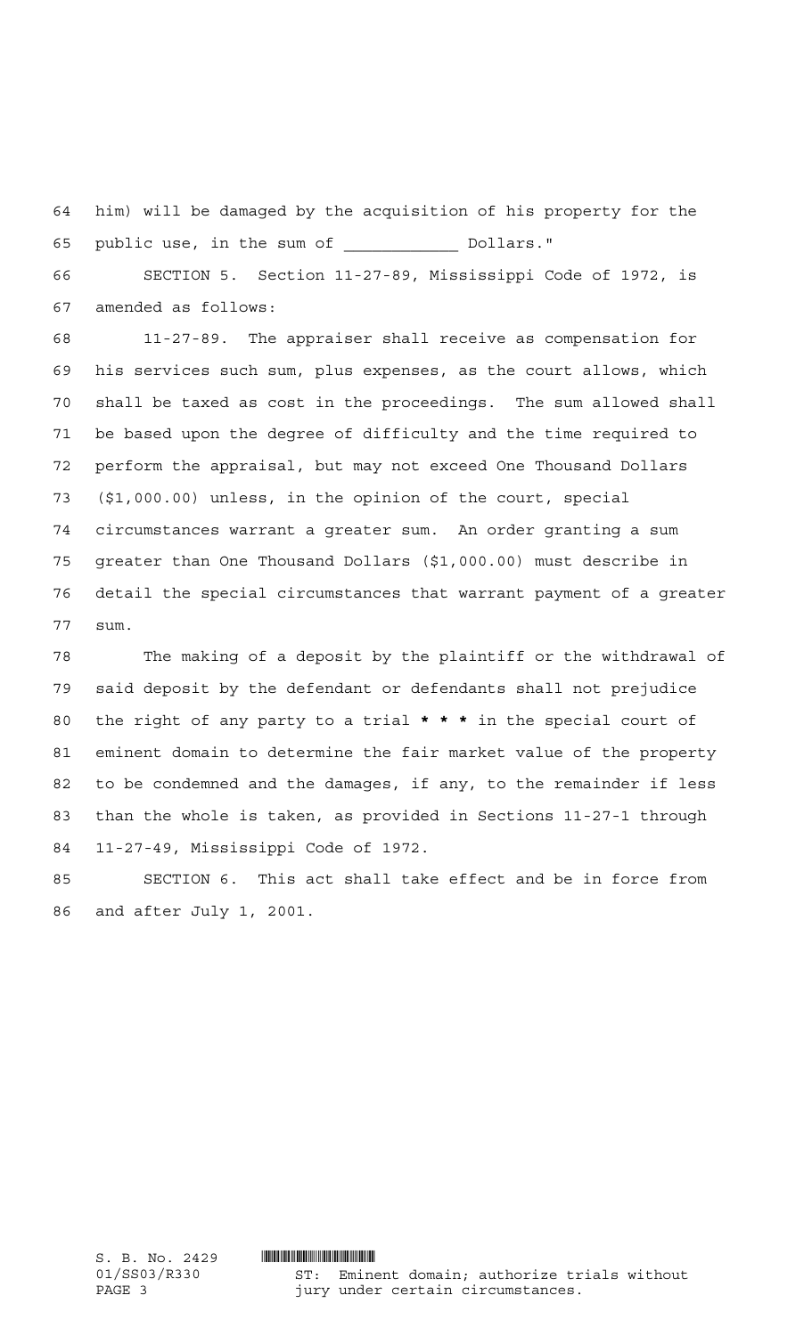him) will be damaged by the acquisition of his property for the public use, in the sum of ____________ Dollars."

SECTION 5. Section 11-27-89, Mississippi Code of 1972, is amended as follows:

11-27-89. The appraiser shall receive as compensation for his services such sum, plus expenses, as the court allows, which shall be taxed as cost in the proceedings. The sum allowed shall be based upon the degree of difficulty and the time required to perform the appraisal, but may not exceed One Thousand Dollars ($1,000.00) unless, in the opinion of the court, special circumstances warrant a greater sum. An order granting a sum greater than One Thousand Dollars ($1,000.00) must describe in detail the special circumstances that warrant payment of a greater sum.

The making of a deposit by the plaintiff or the withdrawal of said deposit by the defendant or defendants shall not prejudice the right of any party to a trial **\* \* \*** in the special court of eminent domain to determine the fair market value of the property to be condemned and the damages, if any, to the remainder if less than the whole is taken, as provided in Sections 11-27-1 through 11-27-49, Mississippi Code of 1972.

SECTION 6. This act shall take effect and be in force from and after July 1, 2001.